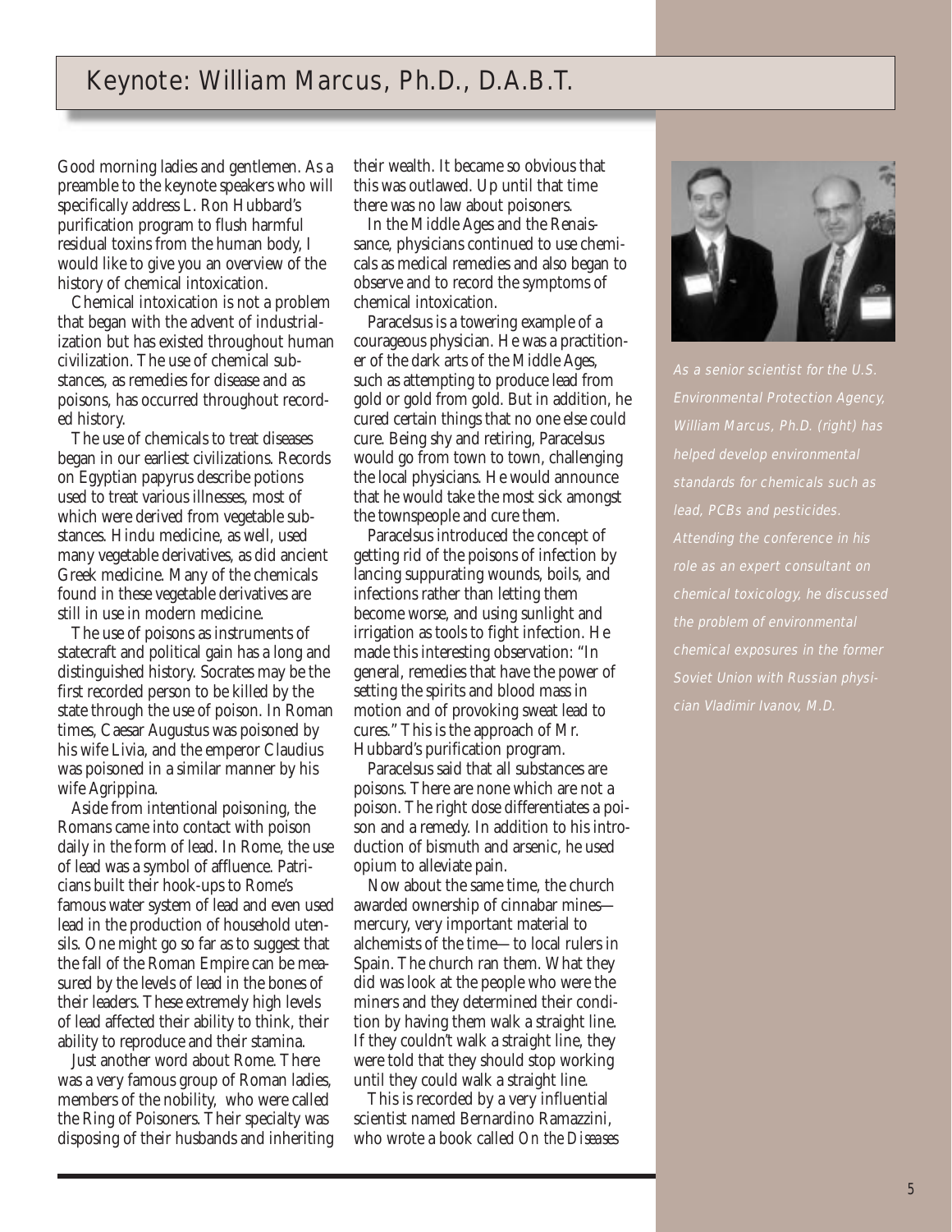# Keynote: William Marcus, Ph.D., D.A.B.T.

Good morning ladies and gentlemen. As a preamble to the keynote speakers who will specifically address L. Ron Hubbard's purification program to flush harmful residual toxins from the human body, I would like to give you an overview of the history of chemical intoxication.

Chemical intoxication is not a problem that began with the advent of industrialization but has existed throughout human civilization. The use of chemical substances, as remedies for disease and as poisons, has occurred throughout recorded history.

The use of chemicals to treat diseases began in our earliest civilizations. Records on Egyptian papyrus describe potions used to treat various illnesses, most of which were derived from vegetable substances. Hindu medicine, as well, used many vegetable derivatives, as did ancient Greek medicine. Many of the chemicals found in these vegetable derivatives are still in use in modern medicine.

The use of poisons as instruments of statecraft and political gain has a long and distinguished history. Socrates may be the first recorded person to be killed by the state through the use of poison. In Roman times, Caesar Augustus was poisoned by his wife Livia, and the emperor Claudius was poisoned in a similar manner by his wife Agrippina.

Aside from intentional poisoning, the Romans came into contact with poison daily in the form of lead. In Rome, the use of lead was a symbol of affluence. Patricians built their hook-ups to Rome's famous water system of lead and even used lead in the production of household utensils. One might go so far as to suggest that the fall of the Roman Empire can be measured by the levels of lead in the bones of their leaders. These extremely high levels of lead affected their ability to think, their ability to reproduce and their stamina.

Just another word about Rome. There was a very famous group of Roman ladies, members of the nobility, who were called the Ring of Poisoners. Their specialty was disposing of their husbands and inheriting their wealth. It became so obvious that this was outlawed. Up until that time there was no law about poisoners.

In the Middle Ages and the Renaissance, physicians continued to use chemicals as medical remedies and also began to observe and to record the symptoms of chemical intoxication.

Paracelsus is a towering example of a courageous physician. He was a practitioner of the dark arts of the Middle Ages, such as attempting to produce lead from gold or gold from gold. But in addition, he cured certain things that no one else could cure. Being shy and retiring, Paracelsus would go from town to town, challenging the local physicians. He would announce that he would take the most sick amongst the townspeople and cure them.

Paracelsus introduced the concept of getting rid of the poisons of infection by lancing suppurating wounds, boils, and infections rather than letting them become worse, and using sunlight and irrigation as tools to fight infection. He made this interesting observation: "In general, remedies that have the power of setting the spirits and blood mass in motion and of provoking sweat lead to cures." This is the approach of Mr. Hubbard's purification program.

Paracelsus said that all substances are poisons. There are none which are not a poison. The right dose differentiates a poison and a remedy. In addition to his introduction of bismuth and arsenic, he used opium to alleviate pain.

Now about the same time, the church awarded ownership of cinnabar mines—mercury, very important material to alchemists of the time—to local rulers in Spain. The church ran them. What they did was look at the people who were the miners and they determined their condition by having them walk a straight line. If they couldn't walk a straight line, they were told that they should stop working until they could walk a straight line.

This is recorded by a very influential scientist named Bernardino Ramazzini, who wrote a book called *On the Diseases*

*As a senior scientist for the U.S. Environmental Protection Agency, William Marcus, Ph.D. (right) has helped develop environmental standards for chemicals such as lead, PCBs and pesticides. Attending the conference in his role as an expert consultant on chemical toxicology, he discussed the problem of environmental chemical exposures in the former Soviet Union with Russian physician Vladimir Ivanov, M.D.*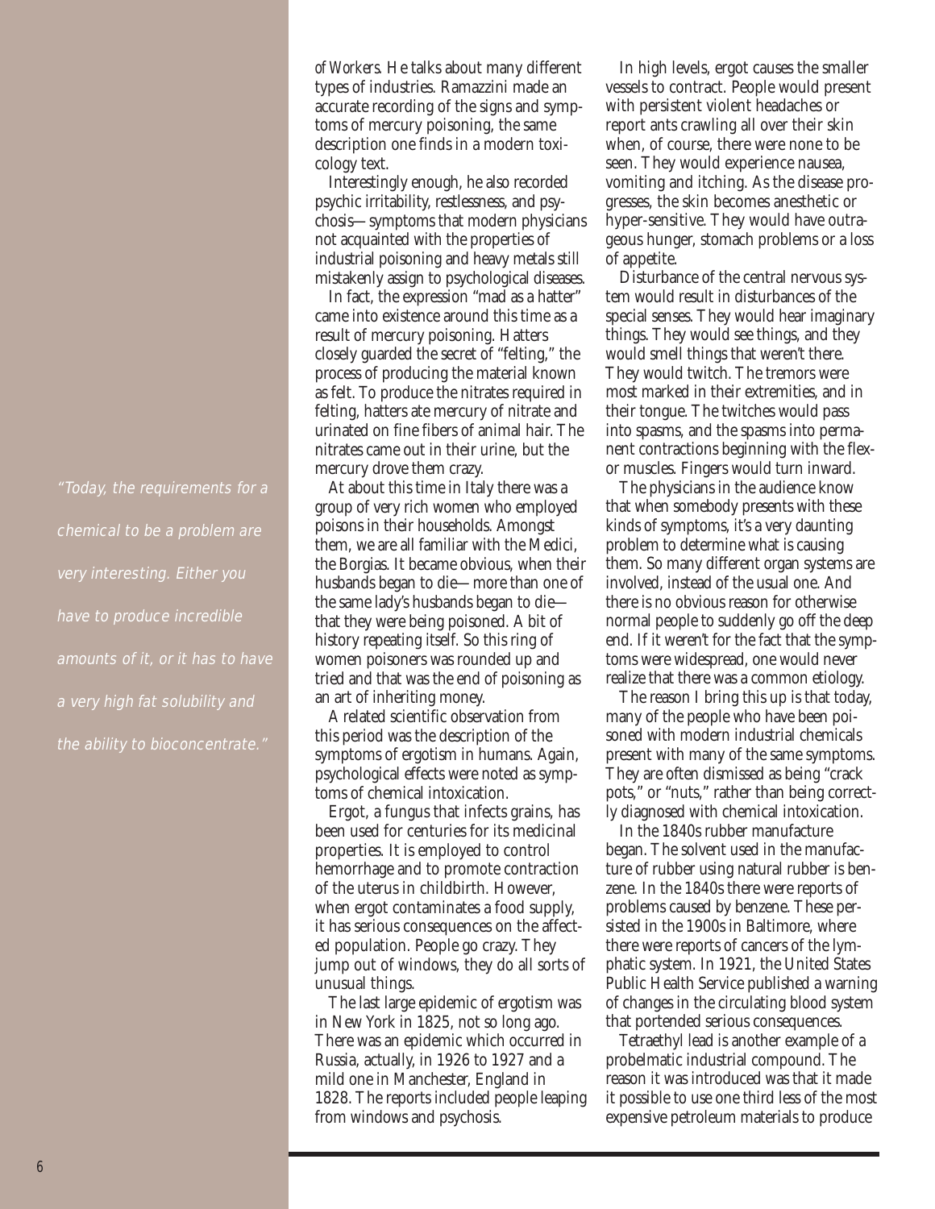*of Workers*. He talks about many different types of industries. Ramazzini made an accurate recording of the signs and symptoms of mercury poisoning, the same description one finds in a modern toxicology text.

Interestingly enough, he also recorded psychic irritability, restlessness, and psychosis—symptoms that modern physicians not acquainted with the properties of industrial poisoning and heavy metals still mistakenly assign to psychological diseases.

In fact, the expression "mad as a hatter" came into existence around this time as a result of mercury poisoning. Hatters closely guarded the secret of "felting," the process of producing the material known as felt. To produce the nitrates required in felting, hatters ate mercury of nitrate and urinated on fine fibers of animal hair. The nitrates came out in their urine, but the mercury drove them crazy.

At about this time in Italy there was a group of very rich women who employed poisons in their households. Amongst them, we are all familiar with the Medici, the Borgias. It became obvious, when their husbands began to die—more than one of the same lady's husbands began to die—that they were being poisoned. A bit of history repeating itself. So this ring of women poisoners was rounded up and tried and that was the end of poisoning as an art of inheriting money.

A related scientific observation from this period was the description of the symptoms of ergotism in humans. Again, psychological effects were noted as symptoms of chemical intoxication.

Ergot, a fungus that infects grains, has been used for centuries for its medicinal properties. It is employed to control hemorrhage and to promote contraction of the uterus in childbirth. However, when ergot contaminates a food supply, it has serious consequences on the affected population. People go crazy. They jump out of windows, they do all sorts of unusual things.

The last large epidemic of ergotism was in New York in 1825, not so long ago. There was an epidemic which occurred in Russia, actually, in 1926 to 1927 and a mild one in Manchester, England in 1828. The reports included people leaping from windows and psychosis.

In high levels, ergot causes the smaller vessels to contract. People would present with persistent violent headaches or report ants crawling all over their skin when, of course, there were none to be seen. They would experience nausea, vomiting and itching. As the disease progresses, the skin becomes anesthetic or hyper-sensitive. They would have outrageous hunger, stomach problems or a loss of appetite.

Disturbance of the central nervous system would result in disturbances of the special senses. They would hear imaginary things. They would see things, and they would smell things that weren't there. They would twitch. The tremors were most marked in their extremities, and in their tongue. The twitches would pass into spasms, and the spasms into permanent contractions beginning with the flexor muscles. Fingers would turn inward.

The physicians in the audience know that when somebody presents with these kinds of symptoms, it's a very daunting problem to determine what is causing them. So many different organ systems are involved, instead of the usual one. And there is no obvious reason for otherwise normal people to suddenly go off the deep end. If it weren't for the fact that the symptoms were widespread, one would never realize that there was a common etiology.

The reason I bring this up is that today, many of the people who have been poisoned with modern industrial chemicals present with many of the same symptoms. They are often dismissed as being "crack pots," or "nuts," rather than being correctly diagnosed with chemical intoxication.

In the 1840s rubber manufacture began. The solvent used in the manufacture of rubber using natural rubber is benzene. In the 1840s there were reports of problems caused by benzene. These persisted in the 1900s in Baltimore, where there were reports of cancers of the lymphatic system. In 1921, the United States Public Health Service published a warning of changes in the circulating blood system that portended serious consequences.

Tetraethyl lead is another example of a probelmatic industrial compound. The reason it was introduced was that it made it possible to use one third less of the most expensive petroleum materials to produce

*"Today, the requirements for a chemical to be a problem are very interesting. Either you have to produce incredible amounts of it, or it has to have a very high fat solubility and the ability to bioconcentrate."*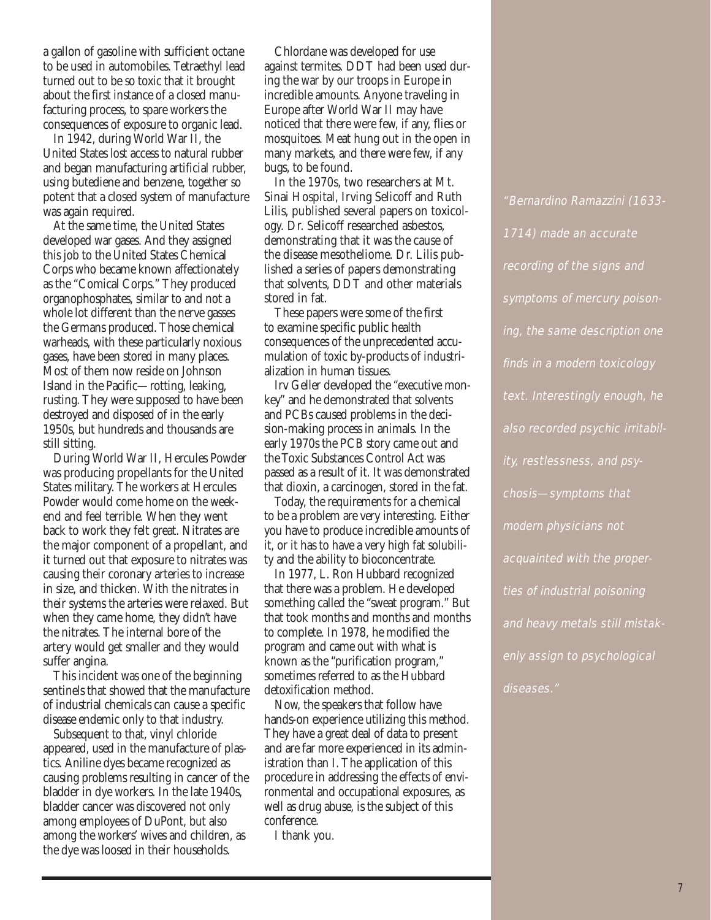a gallon of gasoline with sufficient octane to be used in automobiles. Tetraethyl lead turned out to be so toxic that it brought about the first instance of a closed manufacturing process, to spare workers the consequences of exposure to organic lead.

In 1942, during World War II, the United States lost access to natural rubber and began manufacturing artificial rubber, using butediene and benzene, together so potent that a closed system of manufacture was again required.

At the same time, the United States developed war gases. And they assigned this job to the United States Chemical Corps who became known affectionately as the "Comical Corps." They produced organophosphates, similar to and not a whole lot different than the nerve gasses the Germans produced. Those chemical warheads, with these particularly noxious gases, have been stored in many places. Most of them now reside on Johnson Island in the Pacific—rotting, leaking, rusting. They were supposed to have been destroyed and disposed of in the early 1950s, but hundreds and thousands are still sitting.

During World War II, Hercules Powder was producing propellants for the United States military. The workers at Hercules Powder would come home on the weekend and feel terrible. When they went back to work they felt great. Nitrates are the major component of a propellant, and it turned out that exposure to nitrates was causing their coronary arteries to increase in size, and thicken. With the nitrates in their systems the arteries were relaxed. But when they came home, they didn't have the nitrates. The internal bore of the artery would get smaller and they would suffer angina.

This incident was one of the beginning sentinels that showed that the manufacture of industrial chemicals can cause a specific disease endemic only to that industry.

Subsequent to that, vinyl chloride appeared, used in the manufacture of plastics. Aniline dyes became recognized as causing problems resulting in cancer of the bladder in dye workers. In the late 1940s, bladder cancer was discovered not only among employees of DuPont, but also among the workers' wives and children, as the dye was loosed in their households.

Chlordane was developed for use against termites. DDT had been used during the war by our troops in Europe in incredible amounts. Anyone traveling in Europe after World War II may have noticed that there were few, if any, flies or mosquitoes. Meat hung out in the open in many markets, and there were few, if any bugs, to be found.

In the 1970s, two researchers at Mt. Sinai Hospital, Irving Selicoff and Ruth Lilis, published several papers on toxicology. Dr. Selicoff researched asbestos, demonstrating that it was the cause of the disease mesotheliome. Dr. Lilis published a series of papers demonstrating that solvents, DDT and other materials stored in fat.

These papers were some of the first to examine specific public health consequences of the unprecedented accumulation of toxic by-products of industrialization in human tissues.

Irv Geller developed the "executive monkey" and he demonstrated that solvents and PCBs caused problems in the decision-making process in animals. In the early 1970s the PCB story came out and the Toxic Substances Control Act was passed as a result of it. It was demonstrated that dioxin, a carcinogen, stored in the fat.

Today, the requirements for a chemical to be a problem are very interesting. Either you have to produce incredible amounts of it, or it has to have a very high fat solubility and the ability to bioconcentrate.

In 1977, L. Ron Hubbard recognized that there was a problem. He developed something called the "sweat program." But that took months and months and months to complete. In 1978, he modified the program and came out with what is known as the "purification program," sometimes referred to as the Hubbard detoxification method.

Now, the speakers that follow have hands-on experience utilizing this method. They have a great deal of data to present and are far more experienced in its administration than I. The application of this procedure in addressing the effects of environmental and occupational exposures, as well as drug abuse, is the subject of this conference.

I thank you.

*"Bernardino Ramazzini (1633-1714) made an accurate recording of the signs and symptoms of mercury poisoning, the same description one finds in a modern toxicology text. Interestingly enough, he also recorded psychic irritability, restlessness, and psychosis—symptoms that modern physicians not acquainted with the properties of industrial poisoning and heavy metals still mistakenly assign to psychological diseases."*